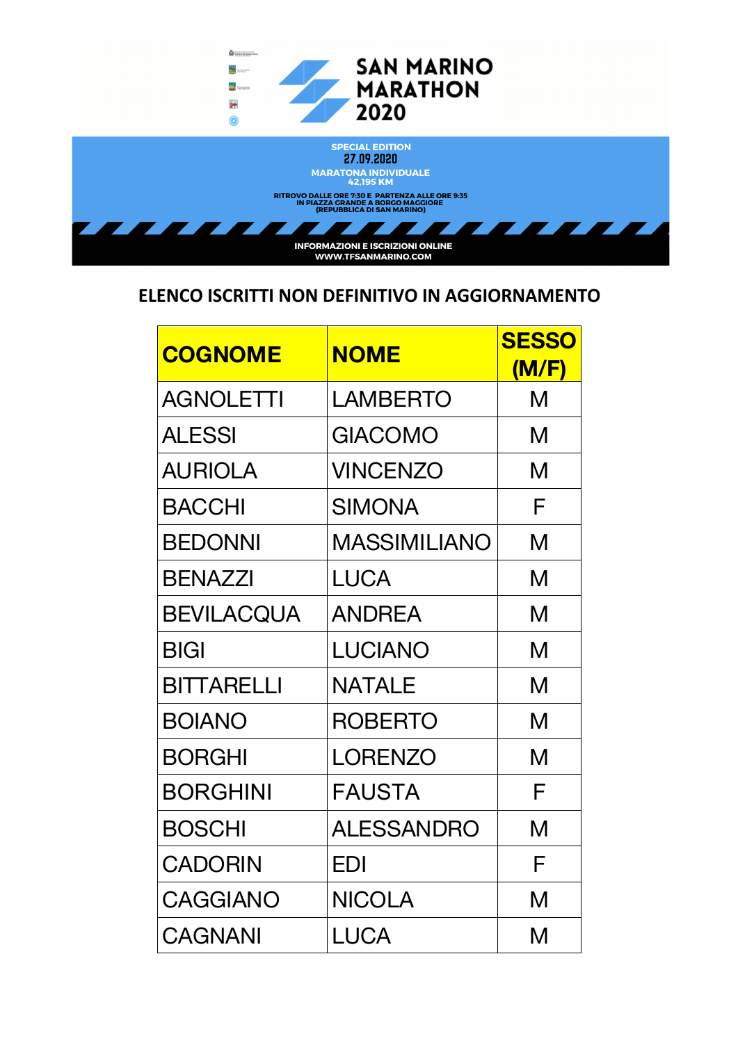# SAN MARINO MARATHON 2020

SPECIAL EDITION
27.09.2020
MARATONA INDIVIDUALE
42,195 KM

RITROVO DALLE ORE 7:30 E PARTENZA ALLE ORE 9:35
IN PIAZZA GRANDE A BORGO MAGGIORE
(REPUBBLICA DI SAN MARINO)

INFORMAZIONI E ISCRIZIONI ONLINE
WWW.TFSANMARINO.COM

## ELENCO ISCRITTI NON DEFINITIVO IN AGGIORNAMENTO

| COGNOME | NOME | SESSO (M/F) |
|---|---|---|
| AGNOLETTI | LAMBERTO | M |
| ALESSI | GIACOMO | M |
| AURIOLA | VINCENZO | M |
| BACCHI | SIMONA | F |
| BEDONNI | MASSIMILIANO | M |
| BENAZZI | LUCA | M |
| BEVILACQUA | ANDREA | M |
| BIGI | LUCIANO | M |
| BITTARELLI | NATALE | M |
| BOIANO | ROBERTO | M |
| BORGHI | LORENZO | M |
| BORGHINI | FAUSTA | F |
| BOSCHI | ALESSANDRO | M |
| CADORIN | EDI | F |
| CAGGIANO | NICOLA | M |
| CAGNANI | LUCA | M |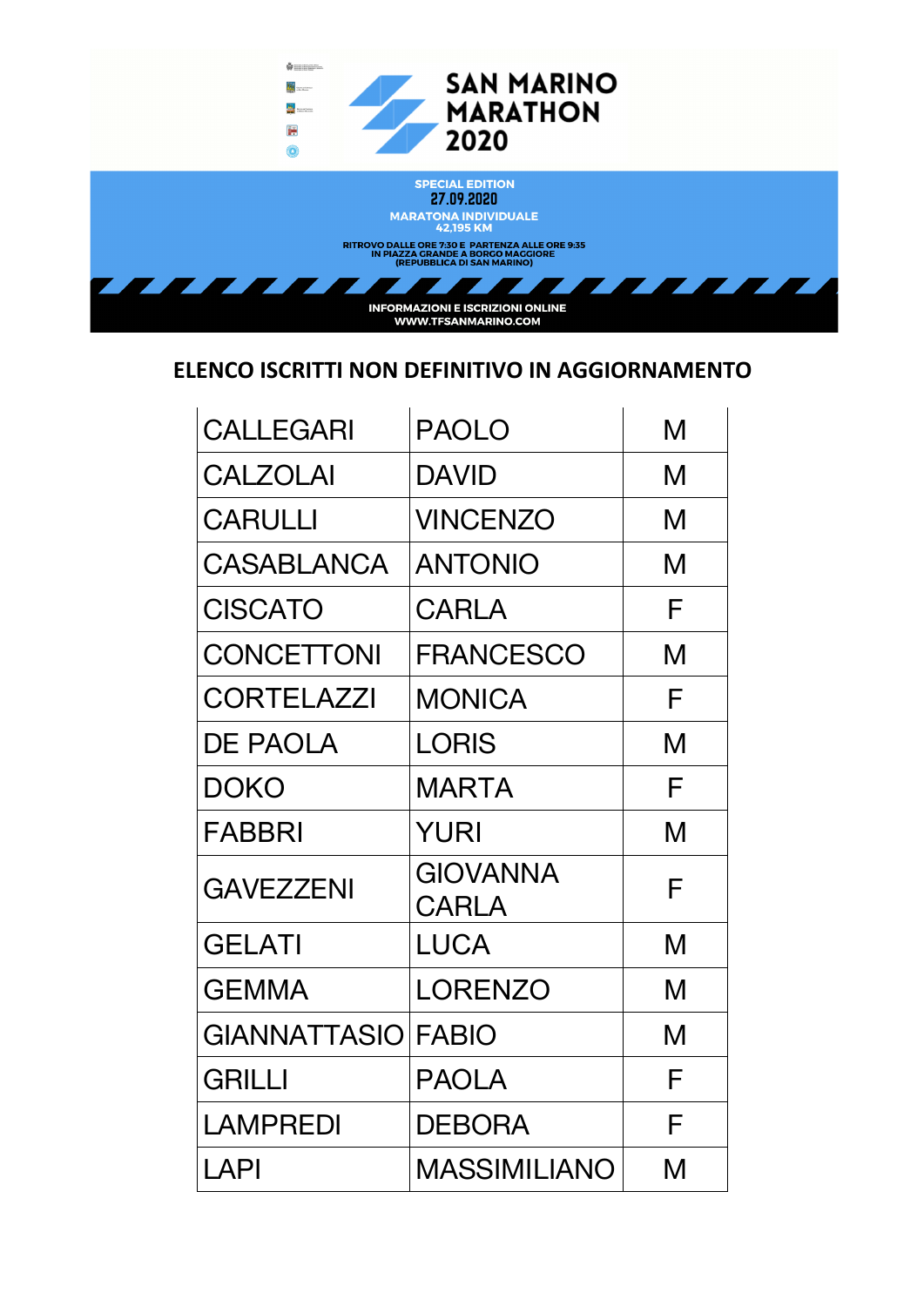# SAN MARINO MARATHON 2020

**SPECIAL EDITION**

**27.09.2020**

**MARATONA INDIVIDUALE**
**42,195 KM**

**RITROVO DALLE ORE 7:30 E PARTENZA ALLE ORE 9:35**
**IN PIAZZA GRANDE A BORGO MAGGIORE**
**(REPUBBLICA DI SAN MARINO)**

**INFORMAZIONI E ISCRIZIONI ONLINE**
**WWW.TFSANMARINO.COM**

## ELENCO ISCRITTI NON DEFINITIVO IN AGGIORNAMENTO

| | | |
|---|---|---|
| CALLEGARI | PAOLO | M |
| CALZOLAI | DAVID | M |
| CARULLI | VINCENZO | M |
| CASABLANCA | ANTONIO | M |
| CISCATO | CARLA | F |
| CONCETTONI | FRANCESCO | M |
| CORTELAZZI | MONICA | F |
| DE PAOLA | LORIS | M |
| DOKO | MARTA | F |
| FABBRI | YURI | M |
| GAVEZZENI | GIOVANNA CARLA | F |
| GELATI | LUCA | M |
| GEMMA | LORENZO | M |
| GIANNATTASIO | FABIO | M |
| GRILLI | PAOLA | F |
| LAMPREDI | DEBORA | F |
| LAPI | MASSIMILIANO | M |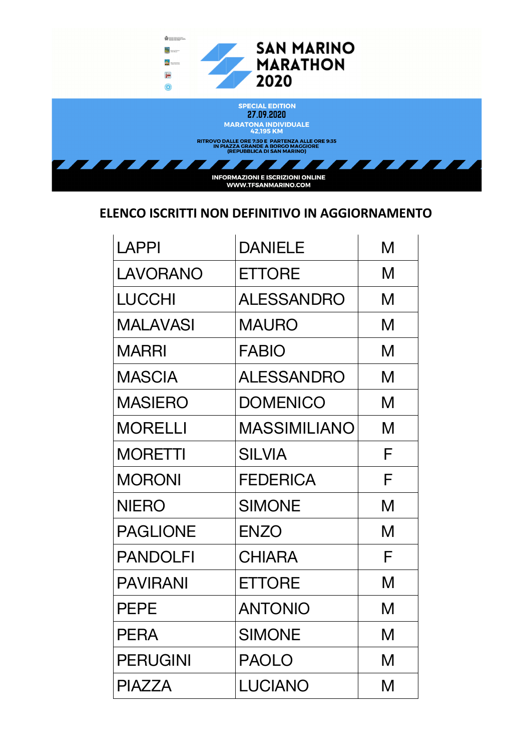# SAN MARINO MARATHON 2020

**SPECIAL EDITION**

**27.09.2020**

**MARATONA INDIVIDUALE**
**42,195 KM**

**RITROVO DALLE ORE 7:30 E PARTENZA ALLE ORE 9:35**
**IN PIAZZA GRANDE A BORGO MAGGIORE**
**(REPUBBLICA DI SAN MARINO)**

**INFORMAZIONI E ISCRIZIONI ONLINE**
**WWW.TFSANMARINO.COM**

## ELENCO ISCRITTI NON DEFINITIVO IN AGGIORNAMENTO

| | | |
|---|---|---|
| LAPPI | DANIELE | M |
| LAVORANO | ETTORE | M |
| LUCCHI | ALESSANDRO | M |
| MALAVASI | MAURO | M |
| MARRI | FABIO | M |
| MASCIA | ALESSANDRO | M |
| MASIERO | DOMENICO | M |
| MORELLI | MASSIMILIANO | M |
| MORETTI | SILVIA | F |
| MORONI | FEDERICA | F |
| NIERO | SIMONE | M |
| PAGLIONE | ENZO | M |
| PANDOLFI | CHIARA | F |
| PAVIRANI | ETTORE | M |
| PEPE | ANTONIO | M |
| PERA | SIMONE | M |
| PERUGINI | PAOLO | M |
| PIAZZA | LUCIANO | M |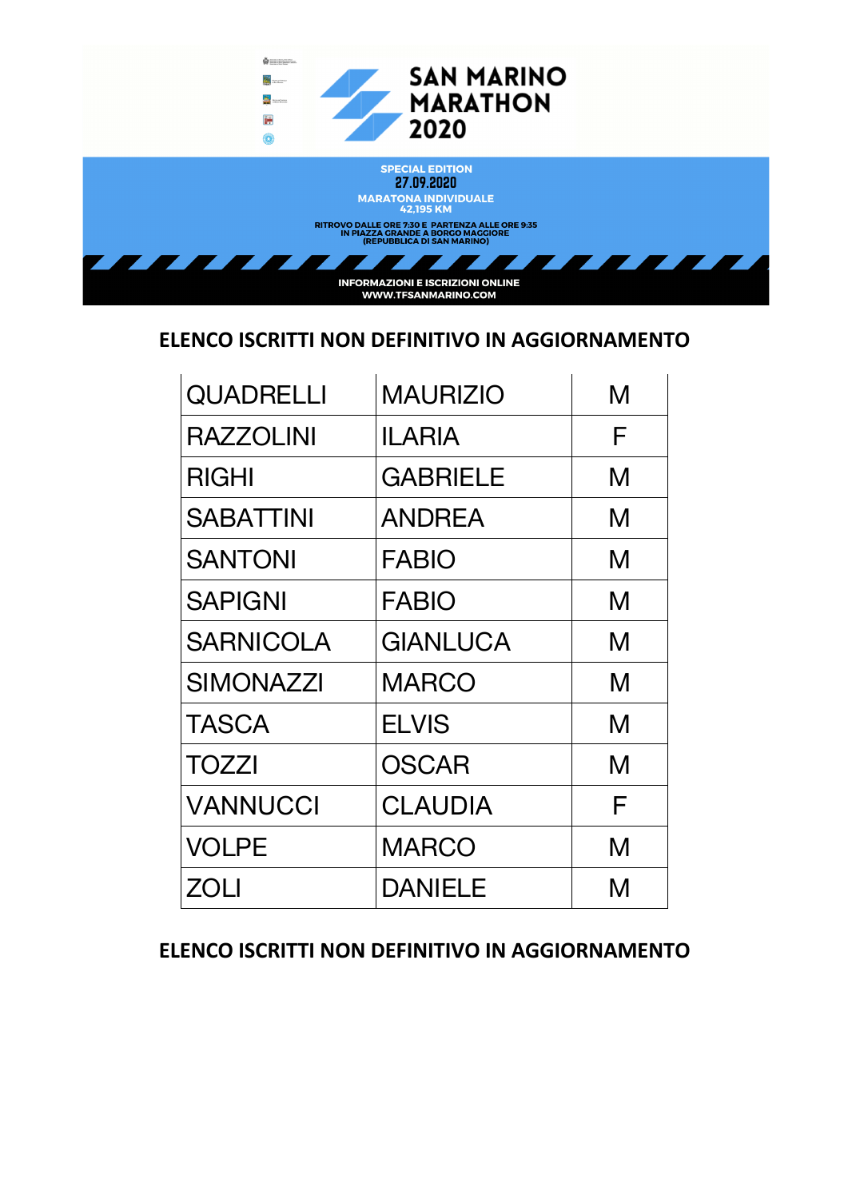# SAN MARINO MARATHON 2020

**SPECIAL EDITION**

**27.09.2020**

**MARATONA INDIVIDUALE**
**42,195 KM**

**RITROVO DALLE ORE 7:30 E PARTENZA ALLE ORE 9:35**
**IN PIAZZA GRANDE A BORGO MAGGIORE**
**(REPUBBLICA DI SAN MARINO)**

**INFORMAZIONI E ISCRIZIONI ONLINE**
**WWW.TFSANMARINO.COM**

## ELENCO ISCRITTI NON DEFINITIVO IN AGGIORNAMENTO

| | | |
|---|---|---|
| QUADRELLI | MAURIZIO | M |
| RAZZOLINI | ILARIA | F |
| RIGHI | GABRIELE | M |
| SABATTINI | ANDREA | M |
| SANTONI | FABIO | M |
| SAPIGNI | FABIO | M |
| SARNICOLA | GIANLUCA | M |
| SIMONAZZI | MARCO | M |
| TASCA | ELVIS | M |
| TOZZI | OSCAR | M |
| VANNUCCI | CLAUDIA | F |
| VOLPE | MARCO | M |
| ZOLI | DANIELE | M |

## ELENCO ISCRITTI NON DEFINITIVO IN AGGIORNAMENTO